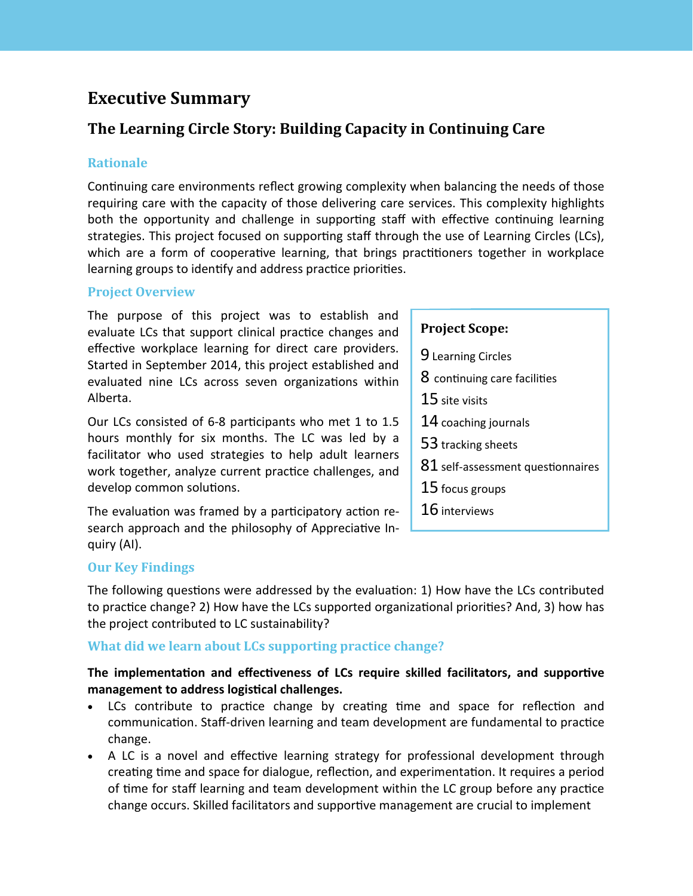# Executive Summary

## The Learning Circle Story: Building Capacity in Continuing Care

### Rationale

Continuing care environments reflect growing complexity when balancing the needs of those requiring care with the capacity of those delivering care services. This complexity highlights both the opportunity and challenge in supporting staff with effective continuing learning strategies. This project focused on supporting staff through the use of Learning Circles (LCs), which are a form of cooperative learning, that brings practitioners together in workplace learning groups to identify and address practice priorities.

### Project Overview

The purpose of this project was to establish and evaluate LCs that support clinical practice changes and effective workplace learning for direct care providers. Started in September 2014, this project established and evaluated nine LCs across seven organizations within Alberta.

Our LCs consisted of 6-8 participants who met 1 to 1.5 hours monthly for six months. The LC was led by a facilitator who used strategies to help adult learners work together, analyze current practice challenges, and develop common solutions.

The evaluation was framed by a participatory action research approach and the philosophy of Appreciative Inquiry (AI).

**Project Scope:**

- 9 Learning Circles
- 8 continuing care facilities
- 15 site visits
- 14 coaching journals
- 53 tracking sheets
- 81 self-assessment questionnaires
- 15 focus groups
- 16 interviews

### Our Key Findings

The following questions were addressed by the evaluation: 1) How have the LCs contributed to practice change? 2) How have the LCs supported organizational priorities? And, 3) how has the project contributed to LC sustainability?

### What did we learn about LCs supporting practice change?

**The implementation and effectiveness of LCs require skilled facilitators, and supportive management to address logistical challenges.**

- LCs contribute to practice change by creating time and space for reflection and communication. Staff-driven learning and team development are fundamental to practice change.
- A LC is a novel and effective learning strategy for professional development through creating time and space for dialogue, reflection, and experimentation. It requires a period of time for staff learning and team development within the LC group before any practice change occurs. Skilled facilitators and supportive management are crucial to implement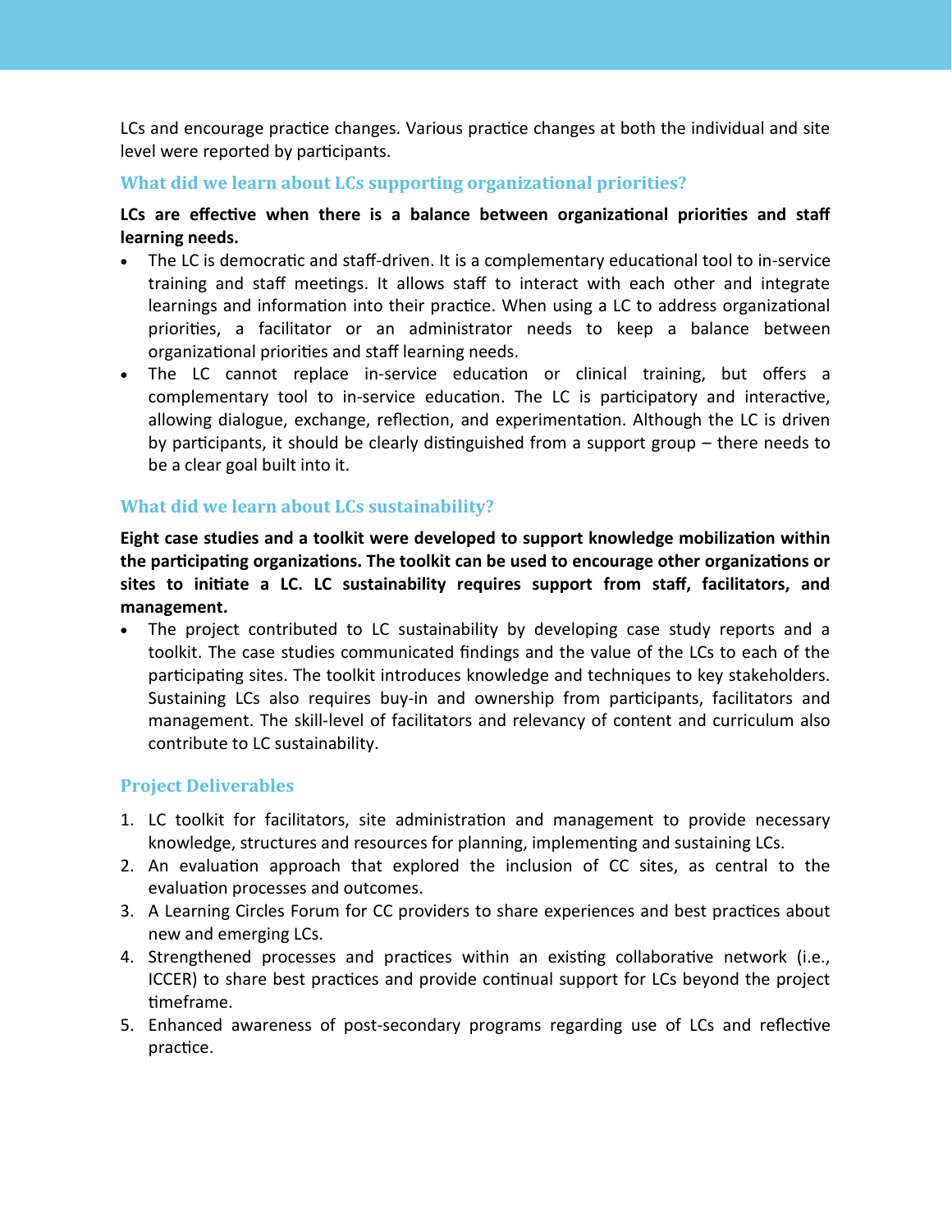LCs and encourage practice changes. Various practice changes at both the individual and site level were reported by participants.

### What did we learn about LCs supporting organizational priorities?

**LCs are effective when there is a balance between organizational priorities and staff learning needs.**

- The LC is democratic and staff-driven. It is a complementary educational tool to in-service training and staff meetings. It allows staff to interact with each other and integrate learnings and information into their practice. When using a LC to address organizational priorities, a facilitator or an administrator needs to keep a balance between organizational priorities and staff learning needs.
- The LC cannot replace in-service education or clinical training, but offers a complementary tool to in-service education. The LC is participatory and interactive, allowing dialogue, exchange, reflection, and experimentation. Although the LC is driven by participants, it should be clearly distinguished from a support group – there needs to be a clear goal built into it.

### What did we learn about LCs sustainability?

**Eight case studies and a toolkit were developed to support knowledge mobilization within the participating organizations. The toolkit can be used to encourage other organizations or sites to initiate a LC. LC sustainability requires support from staff, facilitators, and management.**

- The project contributed to LC sustainability by developing case study reports and a toolkit. The case studies communicated findings and the value of the LCs to each of the participating sites. The toolkit introduces knowledge and techniques to key stakeholders. Sustaining LCs also requires buy-in and ownership from participants, facilitators and management. The skill-level of facilitators and relevancy of content and curriculum also contribute to LC sustainability.

## Project Deliverables

1. LC toolkit for facilitators, site administration and management to provide necessary knowledge, structures and resources for planning, implementing and sustaining LCs.
2. An evaluation approach that explored the inclusion of CC sites, as central to the evaluation processes and outcomes.
3. A Learning Circles Forum for CC providers to share experiences and best practices about new and emerging LCs.
4. Strengthened processes and practices within an existing collaborative network (i.e., ICCER) to share best practices and provide continual support for LCs beyond the project timeframe.
5. Enhanced awareness of post-secondary programs regarding use of LCs and reflective practice.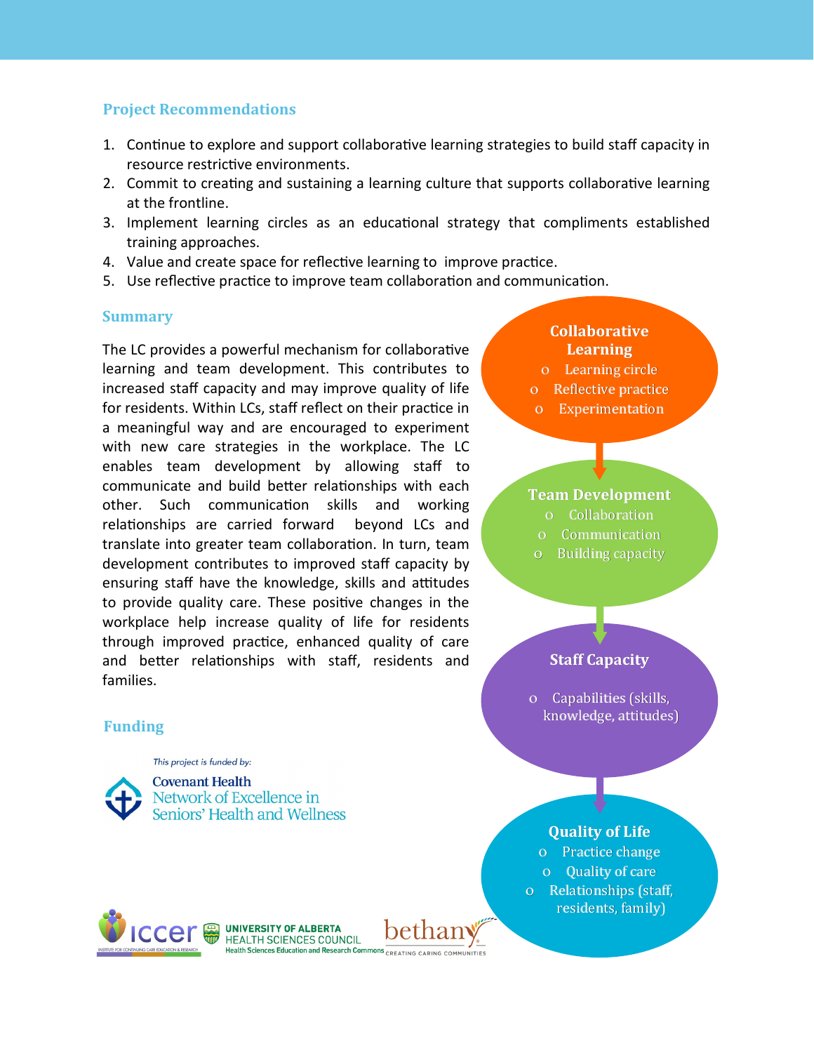## Project Recommendations

1. Continue to explore and support collaborative learning strategies to build staff capacity in resource restrictive environments.
2. Commit to creating and sustaining a learning culture that supports collaborative learning at the frontline.
3. Implement learning circles as an educational strategy that compliments established training approaches.
4. Value and create space for reflective learning to improve practice.
5. Use reflective practice to improve team collaboration and communication.

## Summary

The LC provides a powerful mechanism for collaborative learning and team development. This contributes to increased staff capacity and may improve quality of life for residents. Within LCs, staff reflect on their practice in a meaningful way and are encouraged to experiment with new care strategies in the workplace. The LC enables team development by allowing staff to communicate and build better relationships with each other. Such communication skills and working relationships are carried forward beyond LCs and translate into greater team collaboration. In turn, team development contributes to improved staff capacity by ensuring staff have the knowledge, skills and attitudes to provide quality care. These positive changes in the workplace help increase quality of life for residents through improved practice, enhanced quality of care and better relationships with staff, residents and families.

**Collaborative Learning**
- Learning circle
- Reflective practice
- Experimentation

**Team Development**
- Collaboration
- Communication
- Building capacity

**Staff Capacity**
- Capabilities (skills, knowledge, attitudes)

**Quality of Life**
- Practice change
- Quality of care
- Relationships (staff, residents, family)

## Funding

*This project is funded by:*

Covenant Health
Network of Excellence in
Seniors' Health and Wellness

iccer — Institute for Continuing Care Education & Research

University of Alberta Health Sciences Council — Health Sciences Education and Research Commons

bethany — Creating Caring Communities